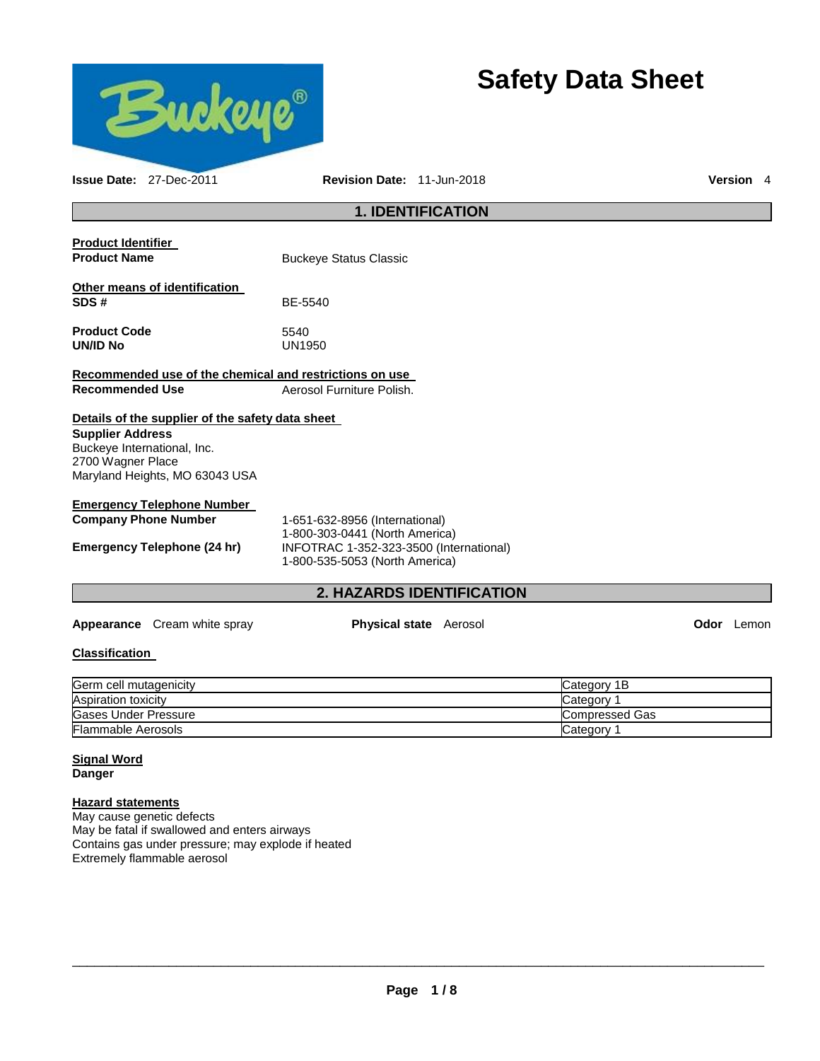# Safety Data Sheet

**Issue Date:** 27-Dec-2011 **Revision Date:** 11-Jun-2018 **Version** 4

## 1. IDENTIFICATION

**Product Identifier**

**Product Name** Buckeye Status Classic

**Other means of identification**

**SDS #** BE-5540

**Product Code** 5540

**UN/ID No** UN1950

**Recommended use of the chemical and restrictions on use**

**Recommended Use** Aerosol Furniture Polish.

**Details of the supplier of the safety data sheet**

**Supplier Address**
Buckeye International, Inc.
2700 Wagner Place
Maryland Heights, MO 63043 USA

**Emergency Telephone Number**

**Company Phone Number** 1-651-632-8956 (International)
1-800-303-0441 (North America)

**Emergency Telephone (24 hr)** INFOTRAC 1-352-323-3500 (International)
1-800-535-5053 (North America)

## 2. HAZARDS IDENTIFICATION

**Appearance** Cream white spray **Physical state** Aerosol **Odor** Lemon

**Classification**

| Hazard | Category |
|---|---|
| Germ cell mutagenicity | Category 1B |
| Aspiration toxicity | Category 1 |
| Gases Under Pressure | Compressed Gas |
| Flammable Aerosols | Category 1 |

**Signal Word**
**Danger**

**Hazard statements**
May cause genetic defects
May be fatal if swallowed and enters airways
Contains gas under pressure; may explode if heated
Extremely flammable aerosol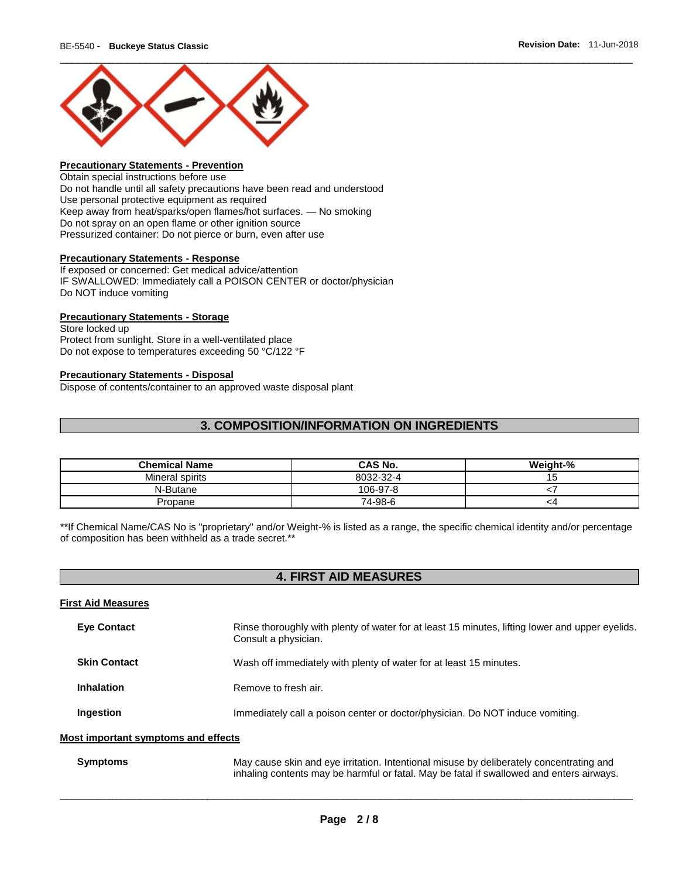**Precautionary Statements - Prevention**

Obtain special instructions before use
Do not handle until all safety precautions have been read and understood
Use personal protective equipment as required
Keep away from heat/sparks/open flames/hot surfaces. — No smoking
Do not spray on an open flame or other ignition source
Pressurized container: Do not pierce or burn, even after use

**Precautionary Statements - Response**

If exposed or concerned: Get medical advice/attention
IF SWALLOWED: Immediately call a POISON CENTER or doctor/physician
Do NOT induce vomiting

**Precautionary Statements - Storage**

Store locked up
Protect from sunlight. Store in a well-ventilated place
Do not expose to temperatures exceeding 50 °C/122 °F

**Precautionary Statements - Disposal**

Dispose of contents/container to an approved waste disposal plant

## 3. COMPOSITION/INFORMATION ON INGREDIENTS

| Chemical Name | CAS No. | Weight-% |
| --- | --- | --- |
| Mineral spirits | 8032-32-4 | 15 |
| N-Butane | 106-97-8 | <7 |
| Propane | 74-98-6 | <4 |

**If Chemical Name/CAS No is "proprietary" and/or Weight-% is listed as a range, the specific chemical identity and/or percentage of composition has been withheld as a trade secret.**

## 4. FIRST AID MEASURES

**First Aid Measures**

**Eye Contact**: Rinse thoroughly with plenty of water for at least 15 minutes, lifting lower and upper eyelids. Consult a physician.

**Skin Contact**: Wash off immediately with plenty of water for at least 15 minutes.

**Inhalation**: Remove to fresh air.

**Ingestion**: Immediately call a poison center or doctor/physician. Do NOT induce vomiting.

**Most important symptoms and effects**

**Symptoms**: May cause skin and eye irritation. Intentional misuse by deliberately concentrating and inhaling contents may be harmful or fatal. May be fatal if swallowed and enters airways.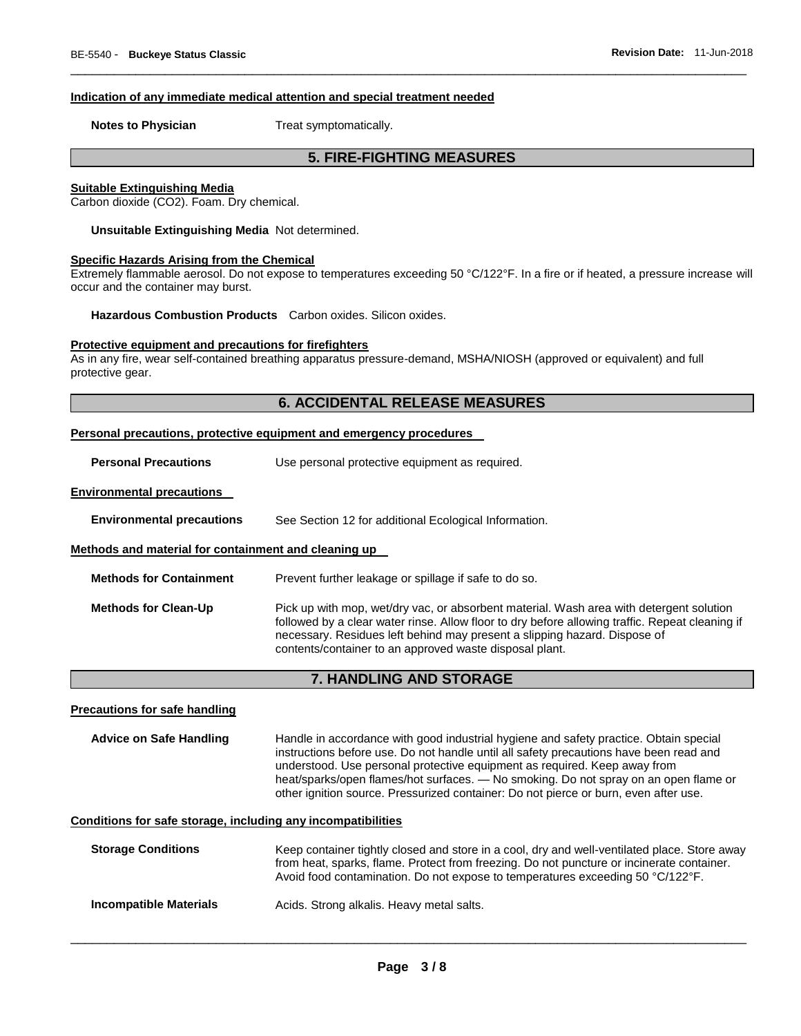#### Indication of any immediate medical attention and special treatment needed

**Notes to Physician** Treat symptomatically.

## 5. FIRE-FIGHTING MEASURES

#### Suitable Extinguishing Media

Carbon dioxide ($CO_2$). Foam. Dry chemical.

**Unsuitable Extinguishing Media** Not determined.

#### Specific Hazards Arising from the Chemical

Extremely flammable aerosol. Do not expose to temperatures exceeding 50 °C/122°F. In a fire or if heated, a pressure increase will occur and the container may burst.

**Hazardous Combustion Products** Carbon oxides. Silicon oxides.

#### Protective equipment and precautions for firefighters

As in any fire, wear self-contained breathing apparatus pressure-demand, MSHA/NIOSH (approved or equivalent) and full protective gear.

## 6. ACCIDENTAL RELEASE MEASURES

#### Personal precautions, protective equipment and emergency procedures

**Personal Precautions** Use personal protective equipment as required.

#### Environmental precautions

**Environmental precautions** See Section 12 for additional Ecological Information.

#### Methods and material for containment and cleaning up

**Methods for Containment** Prevent further leakage or spillage if safe to do so.

**Methods for Clean-Up** Pick up with mop, wet/dry vac, or absorbent material. Wash area with detergent solution followed by a clear water rinse. Allow floor to dry before allowing traffic. Repeat cleaning if necessary. Residues left behind may present a slipping hazard. Dispose of contents/container to an approved waste disposal plant.

## 7. HANDLING AND STORAGE

#### Precautions for safe handling

**Advice on Safe Handling** Handle in accordance with good industrial hygiene and safety practice. Obtain special instructions before use. Do not handle until all safety precautions have been read and understood. Use personal protective equipment as required. Keep away from heat/sparks/open flames/hot surfaces. — No smoking. Do not spray on an open flame or other ignition source. Pressurized container: Do not pierce or burn, even after use.

#### Conditions for safe storage, including any incompatibilities

**Storage Conditions** Keep container tightly closed and store in a cool, dry and well-ventilated place. Store away from heat, sparks, flame. Protect from freezing. Do not puncture or incinerate container. Avoid food contamination. Do not expose to temperatures exceeding 50 °C/122°F.

**Incompatible Materials** Acids. Strong alkalis. Heavy metal salts.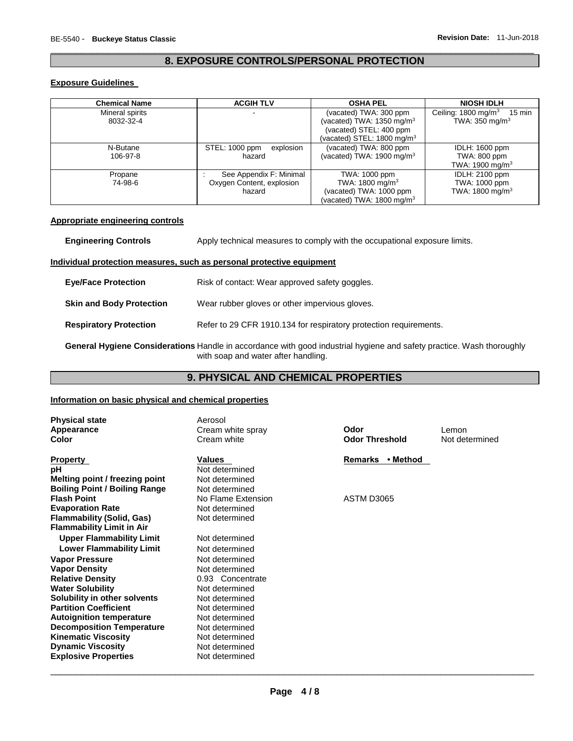## 8. EXPOSURE CONTROLS/PERSONAL PROTECTION

**Exposure Guidelines**

| Chemical Name | ACGIH TLV | OSHA PEL | NIOSH IDLH |
|---|---|---|---|
| Mineral spirits<br>8032-32-4 | - | (vacated) TWA: 300 ppm<br>(vacated) TWA: 1350 mg/m$^3$<br>(vacated) STEL: 400 ppm<br>(vacated) STEL: 1800 mg/m$^3$ | Ceiling: 1800 mg/m$^3$ 15 min<br>TWA: 350 mg/m$^3$ |
| N-Butane<br>106-97-8 | STEL: 1000 ppm explosion hazard | (vacated) TWA: 800 ppm<br>(vacated) TWA: 1900 mg/m$^3$ | IDLH: 1600 ppm<br>TWA: 800 ppm<br>TWA: 1900 mg/m$^3$ |
| Propane<br>74-98-6 | : See Appendix F: Minimal Oxygen Content, explosion hazard | TWA: 1000 ppm<br>TWA: 1800 mg/m$^3$<br>(vacated) TWA: 1000 ppm<br>(vacated) TWA: 1800 mg/m$^3$ | IDLH: 2100 ppm<br>TWA: 1000 ppm<br>TWA: 1800 mg/m$^3$ |

**Appropriate engineering controls**

**Engineering Controls** Apply technical measures to comply with the occupational exposure limits.

**Individual protection measures, such as personal protective equipment**

**Eye/Face Protection** Risk of contact: Wear approved safety goggles.

**Skin and Body Protection** Wear rubber gloves or other impervious gloves.

**Respiratory Protection** Refer to 29 CFR 1910.134 for respiratory protection requirements.

**General Hygiene Considerations** Handle in accordance with good industrial hygiene and safety practice. Wash thoroughly with soap and water after handling.

## 9. PHYSICAL AND CHEMICAL PROPERTIES

**Information on basic physical and chemical properties**

**Physical state** Aerosol
**Appearance** Cream white spray **Odor** Lemon
**Color** Cream white **Odor Threshold** Not determined

| Property | Values | Remarks • Method |
|---|---|---|
| **pH** | Not determined | |
| **Melting point / freezing point** | Not determined | |
| **Boiling Point / Boiling Range** | Not determined | |
| **Flash Point** | No Flame Extension | ASTM D3065 |
| **Evaporation Rate** | Not determined | |
| **Flammability (Solid, Gas)** | Not determined | |
| **Flammability Limit in Air** | | |
| **Upper Flammability Limit** | Not determined | |
| **Lower Flammability Limit** | Not determined | |
| **Vapor Pressure** | Not determined | |
| **Vapor Density** | Not determined | |
| **Relative Density** | 0.93 Concentrate | |
| **Water Solubility** | Not determined | |
| **Solubility in other solvents** | Not determined | |
| **Partition Coefficient** | Not determined | |
| **Autoignition temperature** | Not determined | |
| **Decomposition Temperature** | Not determined | |
| **Kinematic Viscosity** | Not determined | |
| **Dynamic Viscosity** | Not determined | |
| **Explosive Properties** | Not determined | |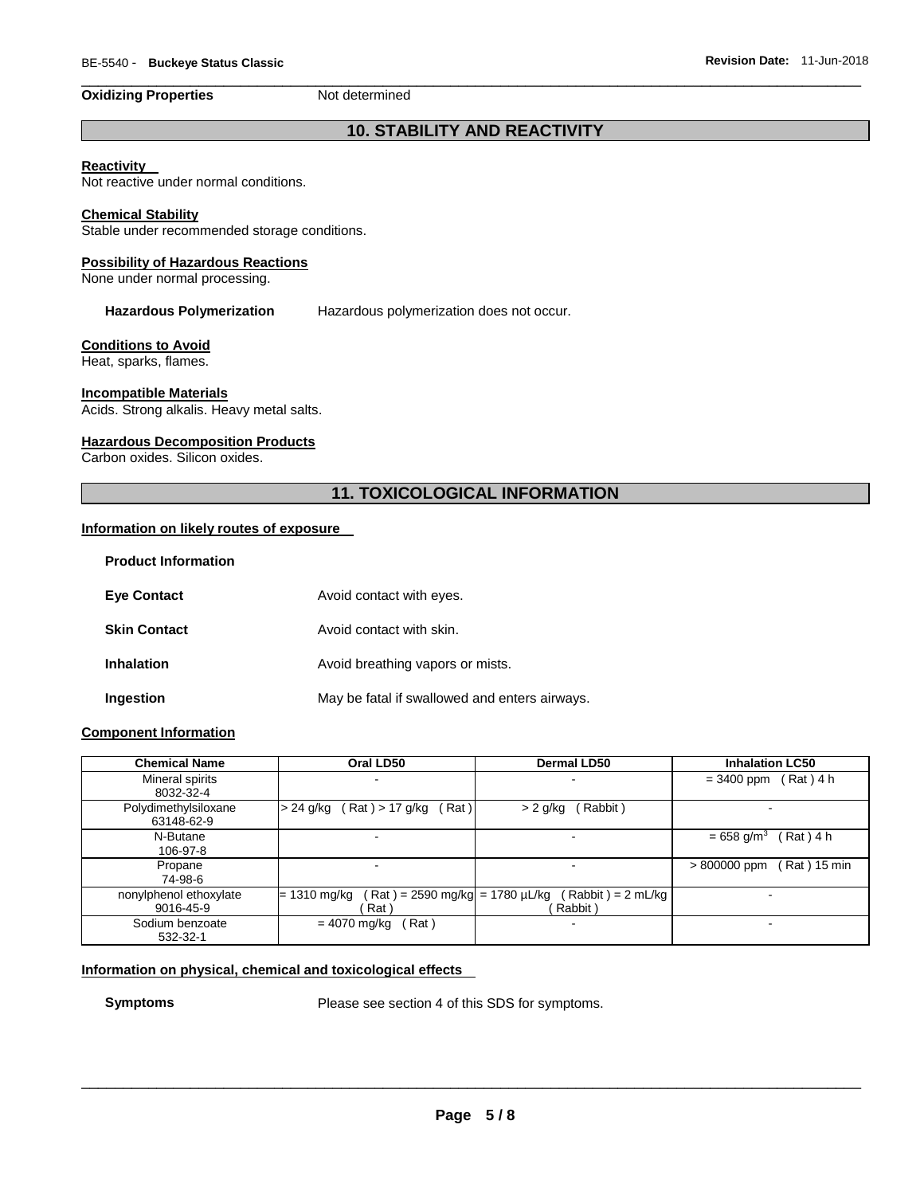**Oxidizing Properties** Not determined

## 10. STABILITY AND REACTIVITY

**Reactivity**
Not reactive under normal conditions.

**Chemical Stability**
Stable under recommended storage conditions.

**Possibility of Hazardous Reactions**
None under normal processing.

**Hazardous Polymerization** Hazardous polymerization does not occur.

**Conditions to Avoid**
Heat, sparks, flames.

**Incompatible Materials**
Acids. Strong alkalis. Heavy metal salts.

**Hazardous Decomposition Products**
Carbon oxides. Silicon oxides.

## 11. TOXICOLOGICAL INFORMATION

**Information on likely routes of exposure**

**Product Information**

**Eye Contact** Avoid contact with eyes.

**Skin Contact** Avoid contact with skin.

**Inhalation** Avoid breathing vapors or mists.

**Ingestion** May be fatal if swallowed and enters airways.

**Component Information**

| Chemical Name | Oral LD50 | Dermal LD50 | Inhalation LC50 |
|---|---|---|---|
| Mineral spirits 8032-32-4 | - | - | = 3400 ppm ( Rat ) 4 h |
| Polydimethylsiloxane 63148-62-9 | > 24 g/kg ( Rat ) > 17 g/kg ( Rat ) | > 2 g/kg ( Rabbit ) | - |
| N-Butane 106-97-8 | - | - | = 658 g/m$^3$ ( Rat ) 4 h |
| Propane 74-98-6 | - | - | > 800000 ppm ( Rat ) 15 min |
| nonylphenol ethoxylate 9016-45-9 | = 1310 mg/kg ( Rat ) = 2590 mg/kg ( Rat ) | = 1780 µL/kg ( Rabbit ) = 2 mL/kg ( Rabbit ) | - |
| Sodium benzoate 532-32-1 | = 4070 mg/kg ( Rat ) | - | - |

**Information on physical, chemical and toxicological effects**

**Symptoms** Please see section 4 of this SDS for symptoms.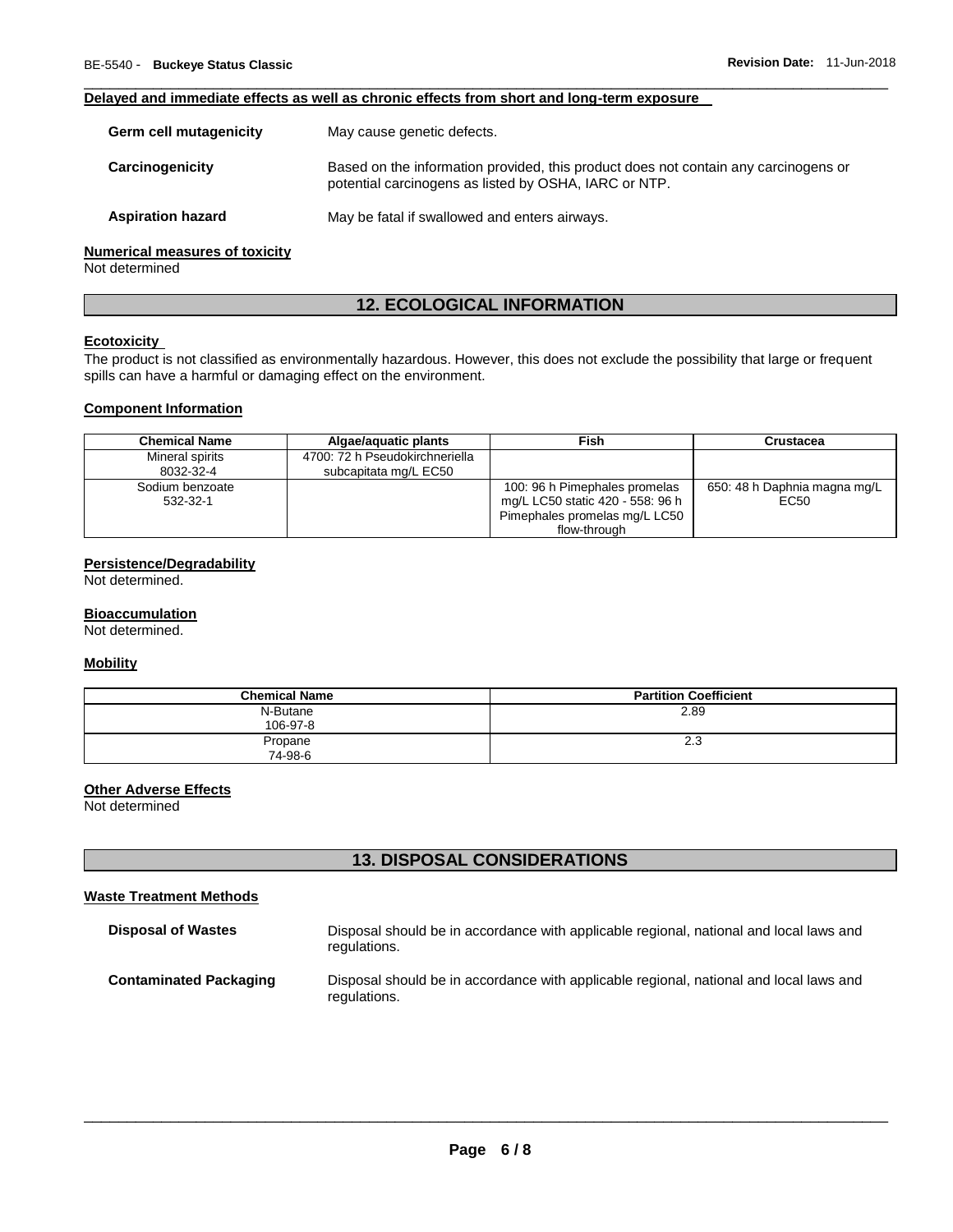**Delayed and immediate effects as well as chronic effects from short and long-term exposure**

**Germ cell mutagenicity** May cause genetic defects.

**Carcinogenicity** Based on the information provided, this product does not contain any carcinogens or potential carcinogens as listed by OSHA, IARC or NTP.

**Aspiration hazard** May be fatal if swallowed and enters airways.

**Numerical measures of toxicity**

Not determined

## 12. ECOLOGICAL INFORMATION

**Ecotoxicity**

The product is not classified as environmentally hazardous. However, this does not exclude the possibility that large or frequent spills can have a harmful or damaging effect on the environment.

**Component Information**

| Chemical Name | Algae/aquatic plants | Fish | Crustacea |
|---|---|---|---|
| Mineral spirits 8032-32-4 | 4700: 72 h Pseudokirchneriella subcapitata mg/L EC50 | | |
| Sodium benzoate 532-32-1 | | 100: 96 h Pimephales promelas mg/L LC50 static 420 - 558: 96 h Pimephales promelas mg/L LC50 flow-through | 650: 48 h Daphnia magna mg/L EC50 |

**Persistence/Degradability**

Not determined.

**Bioaccumulation**

Not determined.

**Mobility**

| Chemical Name | Partition Coefficient |
|---|---|
| N-Butane 106-97-8 | 2.89 |
| Propane 74-98-6 | 2.3 |

**Other Adverse Effects**

Not determined

## 13. DISPOSAL CONSIDERATIONS

**Waste Treatment Methods**

**Disposal of Wastes** Disposal should be in accordance with applicable regional, national and local laws and regulations.

**Contaminated Packaging** Disposal should be in accordance with applicable regional, national and local laws and regulations.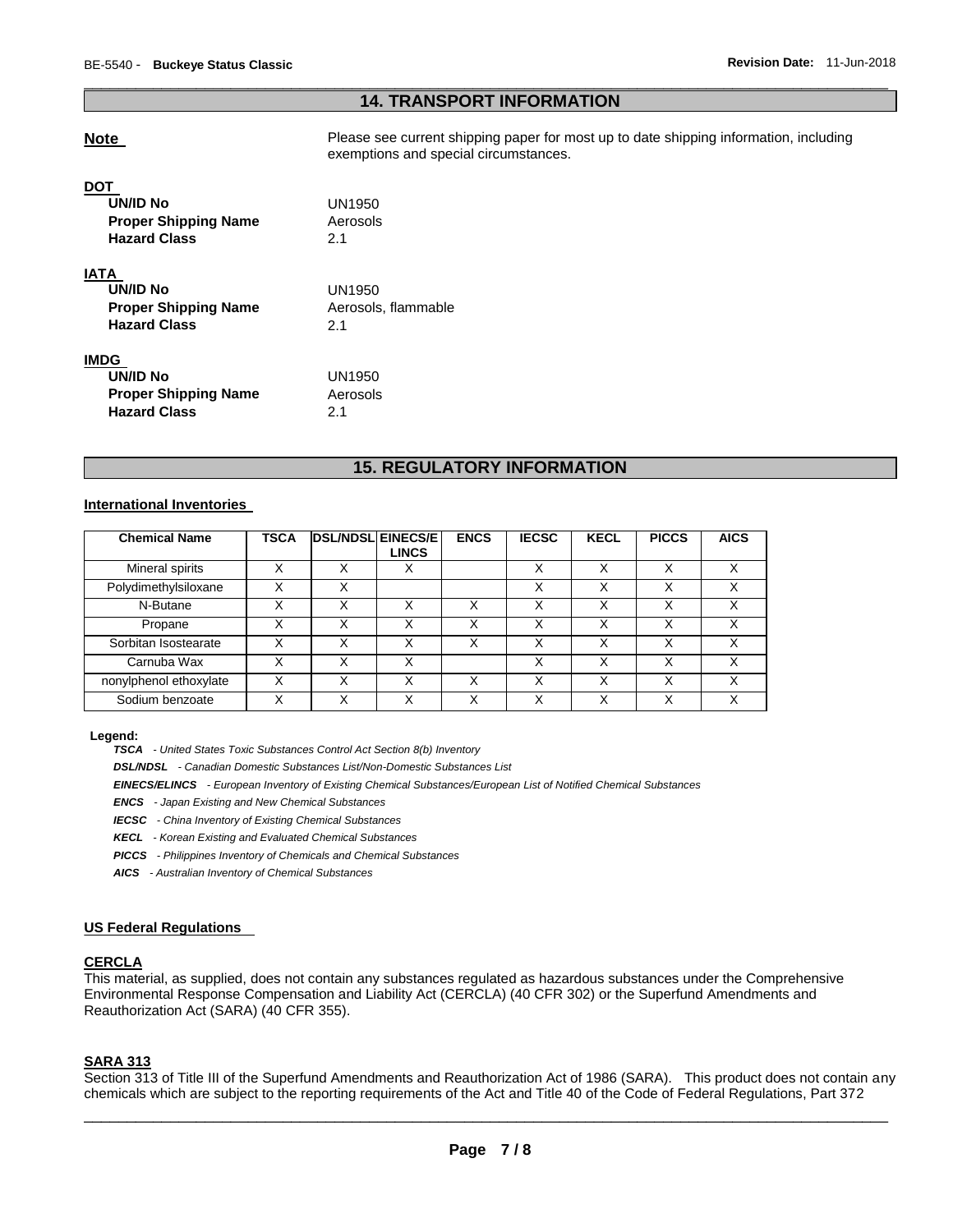## 14. TRANSPORT INFORMATION

**Note** Please see current shipping paper for most up to date shipping information, including exemptions and special circumstances.

**DOT**

| | |
|---|---|
| **UN/ID No** | UN1950 |
| **Proper Shipping Name** | Aerosols |
| **Hazard Class** | 2.1 |

**IATA**

| | |
|---|---|
| **UN/ID No** | UN1950 |
| **Proper Shipping Name** | Aerosols, flammable |
| **Hazard Class** | 2.1 |

**IMDG**

| | |
|---|---|
| **UN/ID No** | UN1950 |
| **Proper Shipping Name** | Aerosols |
| **Hazard Class** | 2.1 |

## 15. REGULATORY INFORMATION

**International Inventories**

| Chemical Name | TSCA | DSL/NDSL | EINECS/ELINCS | ENCS | IECSC | KECL | PICCS | AICS |
|---|---|---|---|---|---|---|---|---|
| Mineral spirits | X | X | X | | X | X | X | X |
| Polydimethylsiloxane | X | X | | | X | X | X | X |
| N-Butane | X | X | X | X | X | X | X | X |
| Propane | X | X | X | X | X | X | X | X |
| Sorbitan Isostearate | X | X | X | X | X | X | X | X |
| Carnuba Wax | X | X | X | | X | X | X | X |
| nonylphenol ethoxylate | X | X | X | X | X | X | X | X |
| Sodium benzoate | X | X | X | X | X | X | X | X |

**Legend:**

***TSCA*** *- United States Toxic Substances Control Act Section 8(b) Inventory*

***DSL/NDSL*** *- Canadian Domestic Substances List/Non-Domestic Substances List*

***EINECS/ELINCS*** *- European Inventory of Existing Chemical Substances/European List of Notified Chemical Substances*

***ENCS*** *- Japan Existing and New Chemical Substances*

***IECSC*** *- China Inventory of Existing Chemical Substances*

***KECL*** *- Korean Existing and Evaluated Chemical Substances*

***PICCS*** *- Philippines Inventory of Chemicals and Chemical Substances*

***AICS*** *- Australian Inventory of Chemical Substances*

**US Federal Regulations**

**CERCLA**

This material, as supplied, does not contain any substances regulated as hazardous substances under the Comprehensive Environmental Response Compensation and Liability Act (CERCLA) (40 CFR 302) or the Superfund Amendments and Reauthorization Act (SARA) (40 CFR 355).

**SARA 313**

Section 313 of Title III of the Superfund Amendments and Reauthorization Act of 1986 (SARA). This product does not contain any chemicals which are subject to the reporting requirements of the Act and Title 40 of the Code of Federal Regulations, Part 372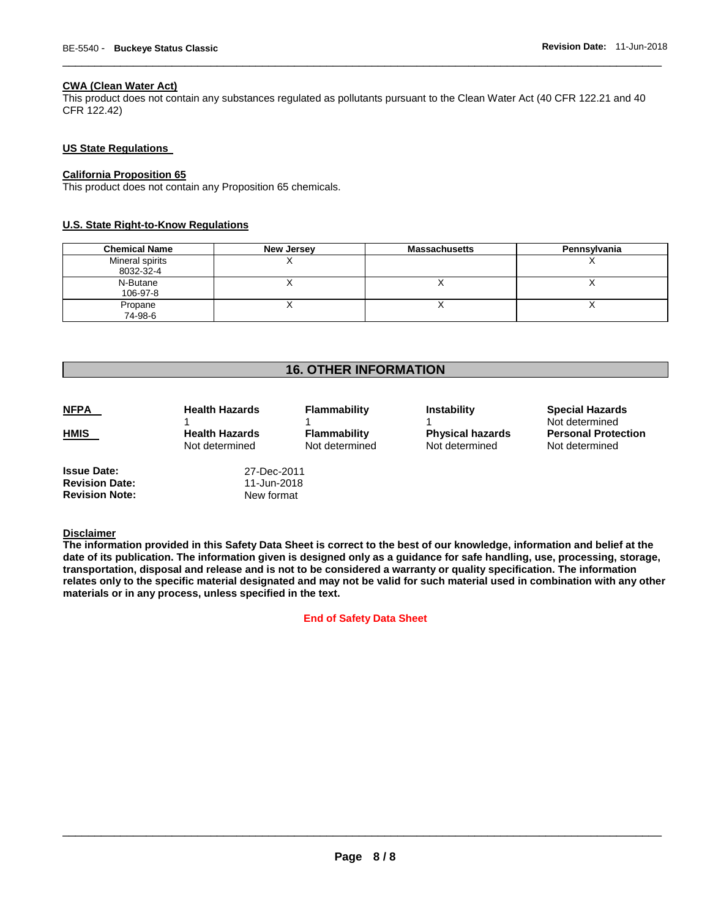**CWA (Clean Water Act)**
This product does not contain any substances regulated as pollutants pursuant to the Clean Water Act (40 CFR 122.21 and 40 CFR 122.42)

**US State Regulations**

**California Proposition 65**
This product does not contain any Proposition 65 chemicals.

**U.S. State Right-to-Know Regulations**

| Chemical Name | New Jersey | Massachusetts | Pennsylvania |
|---|---|---|---|
| Mineral spirits 8032-32-4 | X | | X |
| N-Butane 106-97-8 | X | X | X |
| Propane 74-98-6 | X | X | X |

## 16. OTHER INFORMATION

| | | | | |
|---|---|---|---|---|
| **NFPA** | **Health Hazards** 1 | **Flammability** 1 | **Instability** 1 | **Special Hazards** Not determined |
| **HMIS** | **Health Hazards** Not determined | **Flammability** Not determined | **Physical hazards** Not determined | **Personal Protection** Not determined |

**Issue Date:** 27-Dec-2011
**Revision Date:** 11-Jun-2018
**Revision Note:** New format

**Disclaimer**
**The information provided in this Safety Data Sheet is correct to the best of our knowledge, information and belief at the date of its publication. The information given is designed only as a guidance for safe handling, use, processing, storage, transportation, disposal and release and is not to be considered a warranty or quality specification. The information relates only to the specific material designated and may not be valid for such material used in combination with any other materials or in any process, unless specified in the text.**

**End of Safety Data Sheet**